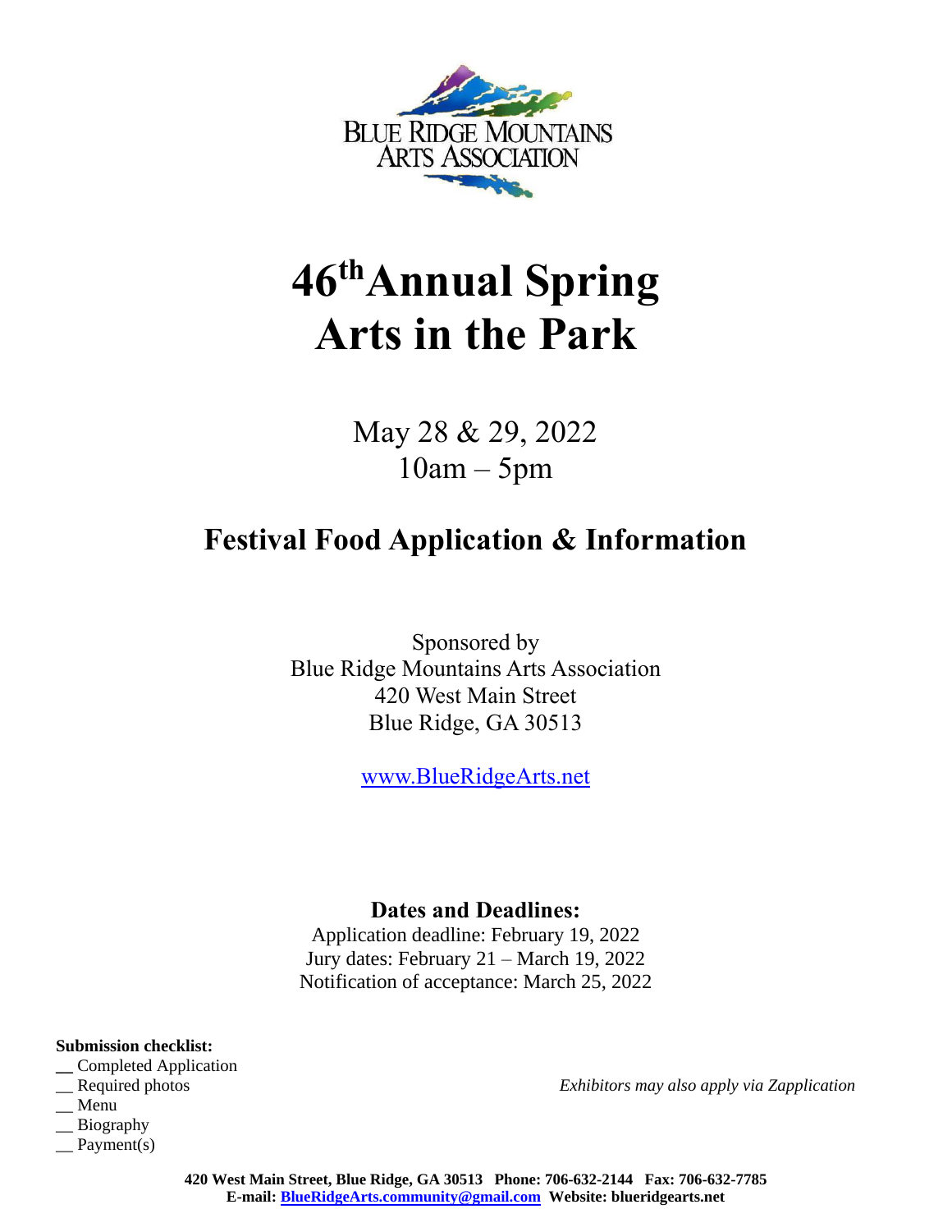BLUE RIDGE MOUNTAINS ARTS ASSOCIATION

# 46th Annual Spring Arts in the Park

May 28 & 29, 2022
10am – 5pm

## Festival Food Application & Information

Sponsored by
Blue Ridge Mountains Arts Association
420 West Main Street
Blue Ridge, GA 30513

www.BlueRidgeArts.net

### Dates and Deadlines:

Application deadline: February 19, 2022
Jury dates: February 21 – March 19, 2022
Notification of acceptance: March 25, 2022

**Submission checklist:**

\_\_ Completed Application
\_\_ Required photos
\_\_ Menu
\_\_ Biography
\_\_ Payment(s)

*Exhibitors may also apply via Zapplication*

**420 West Main Street, Blue Ridge, GA 30513 Phone: 706-632-2144 Fax: 706-632-7785**
**E-mail: BlueRidgeArts.community@gmail.com Website: blueridgearts.net**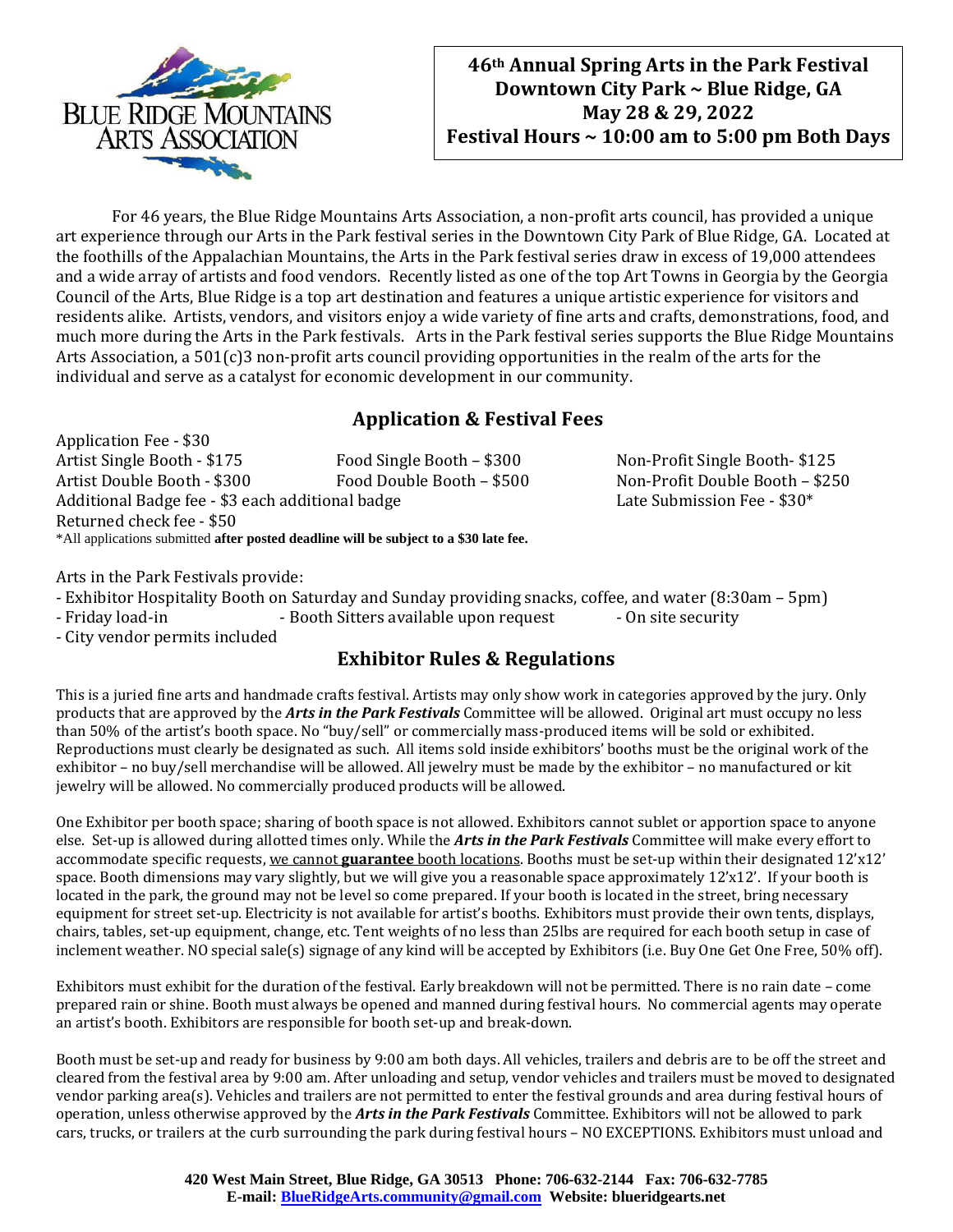BLUE RIDGE MOUNTAINS ARTS ASSOCIATION

**46th Annual Spring Arts in the Park Festival**
**Downtown City Park ~ Blue Ridge, GA**
**May 28 & 29, 2022**
**Festival Hours ~ 10:00 am to 5:00 pm Both Days**

For 46 years, the Blue Ridge Mountains Arts Association, a non-profit arts council, has provided a unique art experience through our Arts in the Park festival series in the Downtown City Park of Blue Ridge, GA. Located at the foothills of the Appalachian Mountains, the Arts in the Park festival series draw in excess of 19,000 attendees and a wide array of artists and food vendors. Recently listed as one of the top Art Towns in Georgia by the Georgia Council of the Arts, Blue Ridge is a top art destination and features a unique artistic experience for visitors and residents alike. Artists, vendors, and visitors enjoy a wide variety of fine arts and crafts, demonstrations, food, and much more during the Arts in the Park festivals. Arts in the Park festival series supports the Blue Ridge Mountains Arts Association, a 501(c)3 non-profit arts council providing opportunities in the realm of the arts for the individual and serve as a catalyst for economic development in our community.

## Application & Festival Fees

Application Fee - $30
Artist Single Booth - $175
Artist Double Booth - $300
Food Single Booth – $300
Food Double Booth – $500
Non-Profit Single Booth- $125
Non-Profit Double Booth – $250
Additional Badge fee - $3 each additional badge
Late Submission Fee - $30*
Returned check fee - $50
*All applications submitted **after posted deadline will be subject to a $30 late fee.**

Arts in the Park Festivals provide:
- Exhibitor Hospitality Booth on Saturday and Sunday providing snacks, coffee, and water (8:30am – 5pm)
- Friday load-in
- Booth Sitters available upon request
- On site security
- City vendor permits included

## Exhibitor Rules & Regulations

This is a juried fine arts and handmade crafts festival. Artists may only show work in categories approved by the jury. Only products that are approved by the ***Arts in the Park Festivals*** Committee will be allowed. Original art must occupy no less than 50% of the artist's booth space. No "buy/sell" or commercially mass-produced items will be sold or exhibited. Reproductions must clearly be designated as such. All items sold inside exhibitors' booths must be the original work of the exhibitor – no buy/sell merchandise will be allowed. All jewelry must be made by the exhibitor – no manufactured or kit jewelry will be allowed. No commercially produced products will be allowed.

One Exhibitor per booth space; sharing of booth space is not allowed. Exhibitors cannot sublet or apportion space to anyone else. Set-up is allowed during allotted times only. While the ***Arts in the Park Festivals*** Committee will make every effort to accommodate specific requests, we cannot **guarantee** booth locations. Booths must be set-up within their designated 12'x12' space. Booth dimensions may vary slightly, but we will give you a reasonable space approximately 12'x12'. If your booth is located in the park, the ground may not be level so come prepared. If your booth is located in the street, bring necessary equipment for street set-up. Electricity is not available for artist's booths. Exhibitors must provide their own tents, displays, chairs, tables, set-up equipment, change, etc. Tent weights of no less than 25lbs are required for each booth setup in case of inclement weather. NO special sale(s) signage of any kind will be accepted by Exhibitors (i.e. Buy One Get One Free, 50% off).

Exhibitors must exhibit for the duration of the festival. Early breakdown will not be permitted. There is no rain date – come prepared rain or shine. Booth must always be opened and manned during festival hours. No commercial agents may operate an artist's booth. Exhibitors are responsible for booth set-up and break-down.

Booth must be set-up and ready for business by 9:00 am both days. All vehicles, trailers and debris are to be off the street and cleared from the festival area by 9:00 am. After unloading and setup, vendor vehicles and trailers must be moved to designated vendor parking area(s). Vehicles and trailers are not permitted to enter the festival grounds and area during festival hours of operation, unless otherwise approved by the ***Arts in the Park Festivals*** Committee. Exhibitors will not be allowed to park cars, trucks, or trailers at the curb surrounding the park during festival hours – NO EXCEPTIONS. Exhibitors must unload and

**420 West Main Street, Blue Ridge, GA 30513 Phone: 706-632-2144 Fax: 706-632-7785**
**E-mail: BlueRidgeArts.community@gmail.com Website: blueridgearts.net**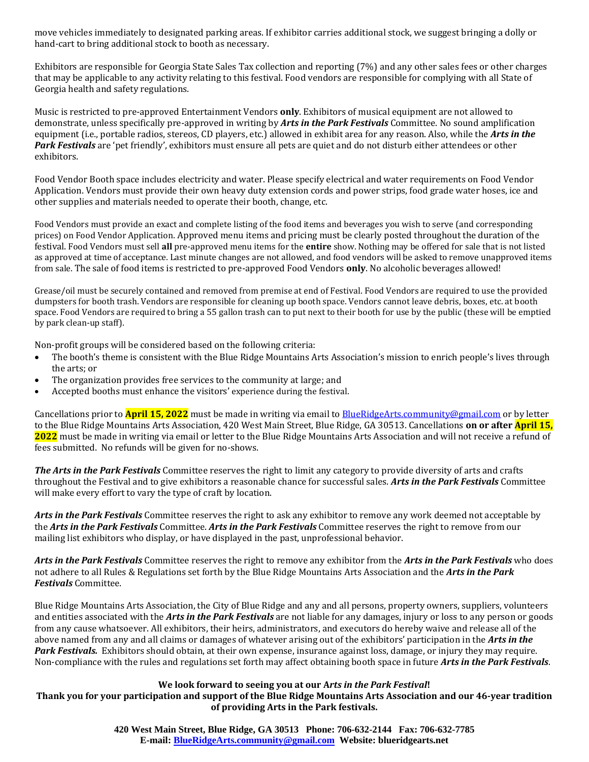move vehicles immediately to designated parking areas. If exhibitor carries additional stock, we suggest bringing a dolly or hand-cart to bring additional stock to booth as necessary.

Exhibitors are responsible for Georgia State Sales Tax collection and reporting (7%) and any other sales fees or other charges that may be applicable to any activity relating to this festival. Food vendors are responsible for complying with all State of Georgia health and safety regulations.

Music is restricted to pre-approved Entertainment Vendors **only**. Exhibitors of musical equipment are not allowed to demonstrate, unless specifically pre-approved in writing by ***Arts in the Park Festivals*** Committee. No sound amplification equipment (i.e., portable radios, stereos, CD players, etc.) allowed in exhibit area for any reason. Also, while the ***Arts in the Park Festivals*** are 'pet friendly', exhibitors must ensure all pets are quiet and do not disturb either attendees or other exhibitors.

Food Vendor Booth space includes electricity and water. Please specify electrical and water requirements on Food Vendor Application. Vendors must provide their own heavy duty extension cords and power strips, food grade water hoses, ice and other supplies and materials needed to operate their booth, change, etc.

Food Vendors must provide an exact and complete listing of the food items and beverages you wish to serve (and corresponding prices) on Food Vendor Application. Approved menu items and pricing must be clearly posted throughout the duration of the festival. Food Vendors must sell **all** pre-approved menu items for the **entire** show. Nothing may be offered for sale that is not listed as approved at time of acceptance. Last minute changes are not allowed, and food vendors will be asked to remove unapproved items from sale. The sale of food items is restricted to pre-approved Food Vendors **only**. No alcoholic beverages allowed!

Grease/oil must be securely contained and removed from premise at end of Festival. Food Vendors are required to use the provided dumpsters for booth trash. Vendors are responsible for cleaning up booth space. Vendors cannot leave debris, boxes, etc. at booth space. Food Vendors are required to bring a 55 gallon trash can to put next to their booth for use by the public (these will be emptied by park clean-up staff).

Non-profit groups will be considered based on the following criteria:

- The booth's theme is consistent with the Blue Ridge Mountains Arts Association's mission to enrich people's lives through the arts; or
- The organization provides free services to the community at large; and
- Accepted booths must enhance the visitors' experience during the festival.

Cancellations prior to **April 15, 2022** must be made in writing via email to BlueRidgeArts.community@gmail.com or by letter to the Blue Ridge Mountains Arts Association, 420 West Main Street, Blue Ridge, GA 30513. Cancellations **on or after April 15, 2022** must be made in writing via email or letter to the Blue Ridge Mountains Arts Association and will not receive a refund of fees submitted. No refunds will be given for no-shows.

***The Arts in the Park Festivals*** Committee reserves the right to limit any category to provide diversity of arts and crafts throughout the Festival and to give exhibitors a reasonable chance for successful sales. ***Arts in the Park Festivals*** Committee will make every effort to vary the type of craft by location.

***Arts in the Park Festivals*** Committee reserves the right to ask any exhibitor to remove any work deemed not acceptable by the ***Arts in the Park Festivals*** Committee. ***Arts in the Park Festivals*** Committee reserves the right to remove from our mailing list exhibitors who display, or have displayed in the past, unprofessional behavior.

***Arts in the Park Festivals*** Committee reserves the right to remove any exhibitor from the ***Arts in the Park Festivals*** who does not adhere to all Rules & Regulations set forth by the Blue Ridge Mountains Arts Association and the ***Arts in the Park Festivals*** Committee.

Blue Ridge Mountains Arts Association, the City of Blue Ridge and any and all persons, property owners, suppliers, volunteers and entities associated with the ***Arts in the Park Festivals*** are not liable for any damages, injury or loss to any person or goods from any cause whatsoever. All exhibitors, their heirs, administrators, and executors do hereby waive and release all of the above named from any and all claims or damages of whatever arising out of the exhibitors' participation in the ***Arts in the Park Festivals.*** Exhibitors should obtain, at their own expense, insurance against loss, damage, or injury they may require. Non-compliance with the rules and regulations set forth may affect obtaining booth space in future ***Arts in the Park Festivals***.

**We look forward to seeing you at our *Arts in the Park Festival*!**

**Thank you for your participation and support of the Blue Ridge Mountains Arts Association and our 46-year tradition of providing Arts in the Park festivals.**

**420 West Main Street, Blue Ridge, GA 30513 Phone: 706-632-2144 Fax: 706-632-7785**
**E-mail: BlueRidgeArts.community@gmail.com Website: blueridgearts.net**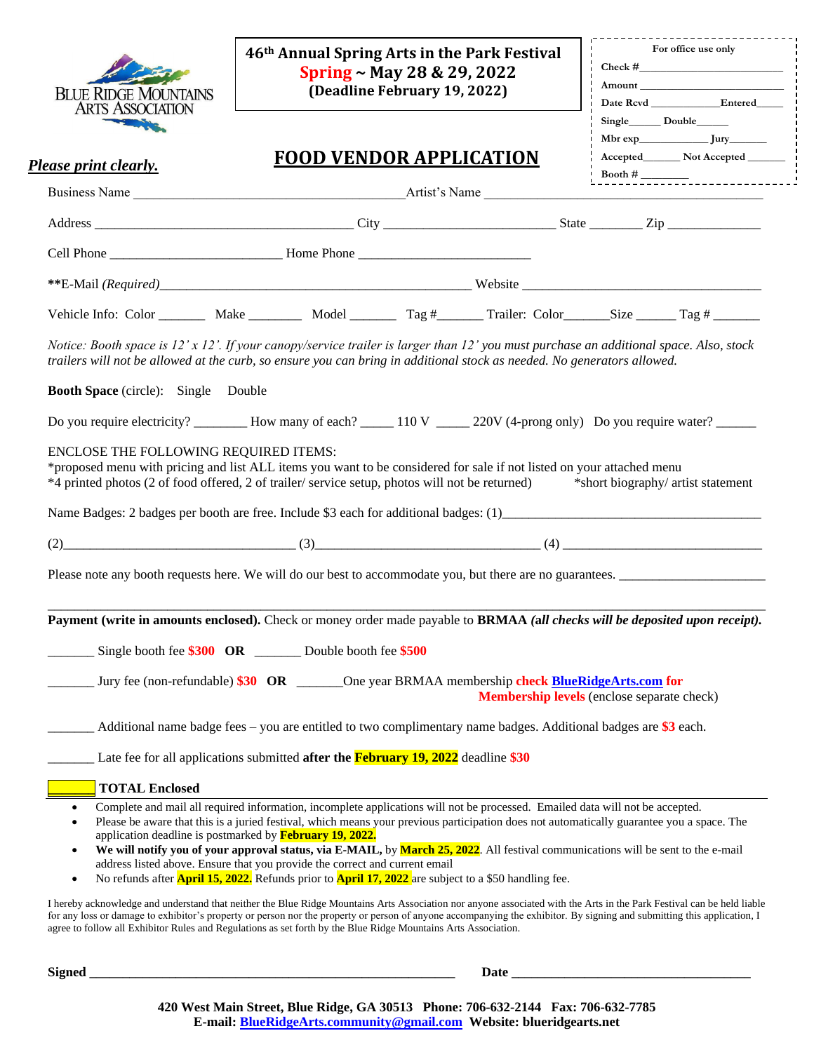BLUE RIDGE MOUNTAINS ARTS ASSOCIATION

**46th Annual Spring Arts in the Park Festival**
**Spring ~ May 28 & 29, 2022**
**(Deadline February 19, 2022)**

For office use only
Check #________________________
Amount ________________________
Date Rcvd ___________ Entered_____
Single______ Double______
Mbr exp___________ Jury_______
Accepted_______ Not Accepted _______
Booth # ________

***Please print clearly.***

# FOOD VENDOR APPLICATION

Business Name ________________________________________ Artist's Name ________________________________________

Address _____________________________________ City _________________________ State ________ Zip ______________

Cell Phone _________________________ Home Phone _________________________

**\*\***E-Mail *(Required)*_____________________________________________ Website ____________________________________

Vehicle Info: Color _______ Make ________ Model _______ Tag #_______ Trailer: Color_______Size ______ Tag # _______

*Notice: Booth space is 12' x 12'. If your canopy/service trailer is larger than 12' you must purchase an additional space. Also, stock trailers will not be allowed at the curb, so ensure you can bring in additional stock as needed. No generators allowed.*

**Booth Space** (circle): Single Double

Do you require electricity? ________ How many of each? _____ 110 V _____ 220V (4-prong only) Do you require water? ______

ENCLOSE THE FOLLOWING REQUIRED ITEMS:
*proposed menu with pricing and list ALL items you want to be considered for sale if not listed on your attached menu
*4 printed photos (2 of food offered, 2 of trailer/ service setup, photos will not be returned) *short biography/ artist statement

Name Badges: 2 badges per booth are free. Include $3 each for additional badges: (1)______________________________________

(2)__________________________________ (3)_________________________________ (4) ______________________________

Please note any booth requests here. We will do our best to accommodate you, but there are no guarantees. ______________________

_____________________________________________________________________________________________________________

**Payment (write in amounts enclosed).** Check or money order made payable to **BRMAA** ***(all checks will be deposited upon receipt).***

_______ Single booth fee **$300** **OR** _______ Double booth fee **$500**

_______ Jury fee (non-refundable) **$30** **OR** _______One year BRMAA membership **check BlueRidgeArts.com for Membership levels** (enclose separate check)

_______ Additional name badge fees – you are entitled to two complimentary name badges. Additional badges are **$3** each.

_______ Late fee for all applications submitted **after the February 19, 2022** deadline **$30**

_______ **TOTAL Enclosed**

- Complete and mail all required information, incomplete applications will not be processed. Emailed data will not be accepted.
- Please be aware that this is a juried festival, which means your previous participation does not automatically guarantee you a space. The application deadline is postmarked by **February 19, 2022.**
- **We will notify you of your approval status, via E-MAIL,** by **March 25, 2022**. All festival communications will be sent to the e-mail address listed above. Ensure that you provide the correct and current email
- No refunds after **April 15, 2022.** Refunds prior to **April 17, 2022** are subject to a $50 handling fee.

I hereby acknowledge and understand that neither the Blue Ridge Mountains Arts Association nor anyone associated with the Arts in the Park Festival can be held liable for any loss or damage to exhibitor's property or person nor the property or person of anyone accompanying the exhibitor. By signing and submitting this application, I agree to follow all Exhibitor Rules and Regulations as set forth by the Blue Ridge Mountains Arts Association.

**Signed** ______________________________________________ **Date** ___________________________________

**420 West Main Street, Blue Ridge, GA 30513 Phone: 706-632-2144 Fax: 706-632-7785**
**E-mail: BlueRidgeArts.community@gmail.com Website: blueridgearts.net**